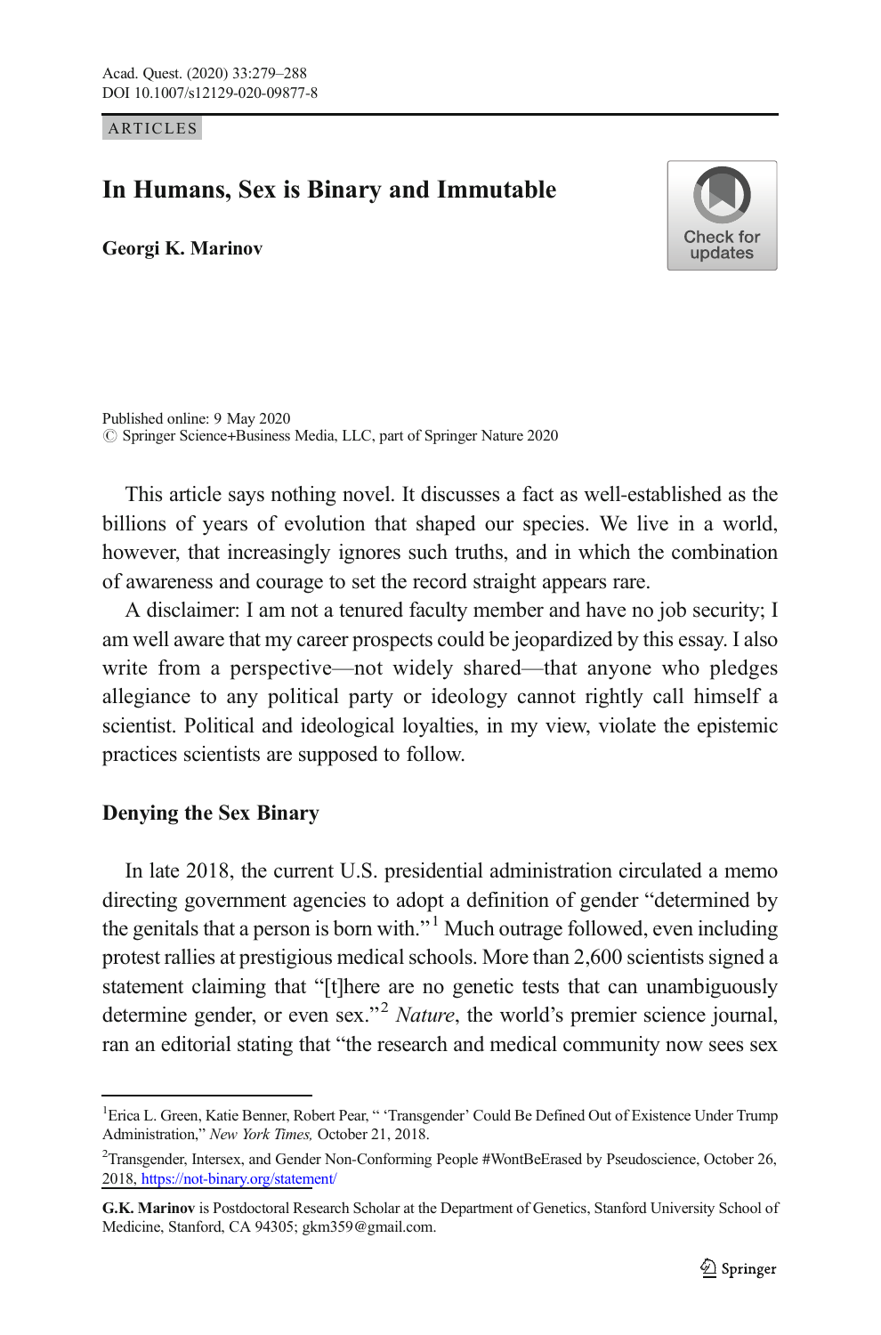ARTICLES

# In Humans, Sex is Binary and Immutable

**Georgi K. Marinov**

Published online: 9 May 2020
© Springer Science+Business Media, LLC, part of Springer Nature 2020

This article says nothing novel. It discusses a fact as well-established as the billions of years of evolution that shaped our species. We live in a world, however, that increasingly ignores such truths, and in which the combination of awareness and courage to set the record straight appears rare.

A disclaimer: I am not a tenured faculty member and have no job security; I am well aware that my career prospects could be jeopardized by this essay. I also write from a perspective—not widely shared—that anyone who pledges allegiance to any political party or ideology cannot rightly call himself a scientist. Political and ideological loyalties, in my view, violate the epistemic practices scientists are supposed to follow.

## Denying the Sex Binary

In late 2018, the current U.S. presidential administration circulated a memo directing government agencies to adopt a definition of gender "determined by the genitals that a person is born with."[1] Much outrage followed, even including protest rallies at prestigious medical schools. More than 2,600 scientists signed a statement claiming that "[t]here are no genetic tests that can unambiguously determine gender, or even sex."[2] *Nature*, the world's premier science journal, ran an editorial stating that "the research and medical community now sees sex

---

[1] Erica L. Green, Katie Benner, Robert Pear, " 'Transgender' Could Be Defined Out of Existence Under Trump Administration," *New York Times,* October 21, 2018.

[2] Transgender, Intersex, and Gender Non-Conforming People #WontBeErased by Pseudoscience, October 26, 2018, https://not-binary.org/statement/

**G.K. Marinov** is Postdoctoral Research Scholar at the Department of Genetics, Stanford University School of Medicine, Stanford, CA 94305; gkm359@gmail.com.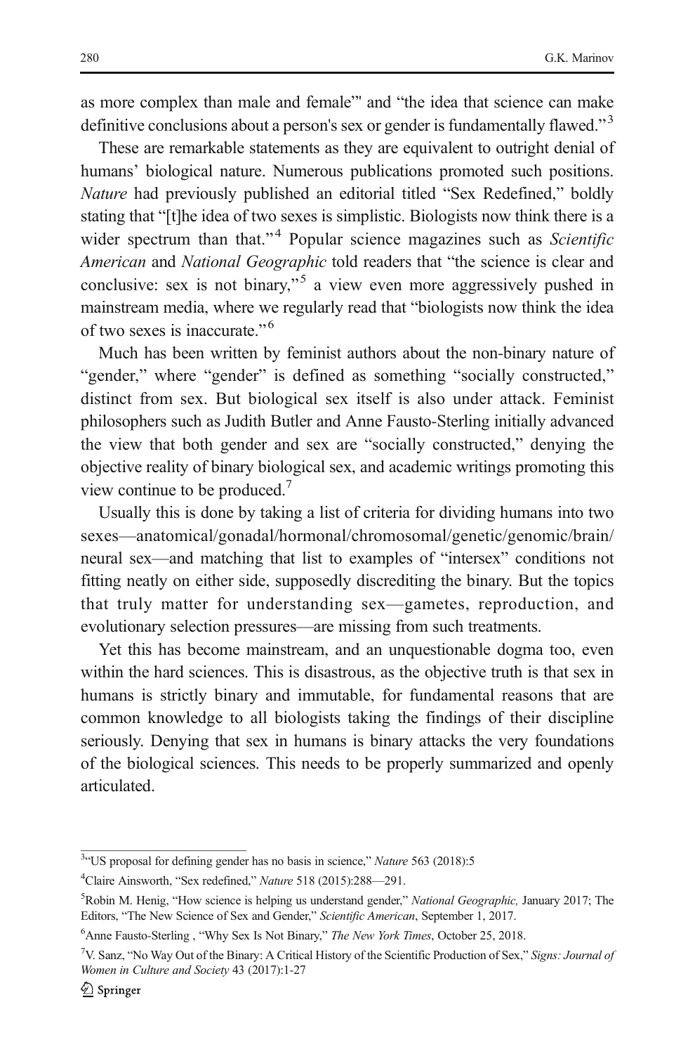as more complex than male and female'" and "the idea that science can make definitive conclusions about a person's sex or gender is fundamentally flawed."[3]

These are remarkable statements as they are equivalent to outright denial of humans' biological nature. Numerous publications promoted such positions. *Nature* had previously published an editorial titled "Sex Redefined," boldly stating that "[t]he idea of two sexes is simplistic. Biologists now think there is a wider spectrum than that."[4] Popular science magazines such as *Scientific American* and *National Geographic* told readers that "the science is clear and conclusive: sex is not binary,"[5] a view even more aggressively pushed in mainstream media, where we regularly read that "biologists now think the idea of two sexes is inaccurate."[6]

Much has been written by feminist authors about the non-binary nature of "gender," where "gender" is defined as something "socially constructed," distinct from sex. But biological sex itself is also under attack. Feminist philosophers such as Judith Butler and Anne Fausto-Sterling initially advanced the view that both gender and sex are "socially constructed," denying the objective reality of binary biological sex, and academic writings promoting this view continue to be produced.[7]

Usually this is done by taking a list of criteria for dividing humans into two sexes—anatomical/gonadal/hormonal/chromosomal/genetic/genomic/brain/neural sex—and matching that list to examples of "intersex" conditions not fitting neatly on either side, supposedly discrediting the binary. But the topics that truly matter for understanding sex—gametes, reproduction, and evolutionary selection pressures—are missing from such treatments.

Yet this has become mainstream, and an unquestionable dogma too, even within the hard sciences. This is disastrous, as the objective truth is that sex in humans is strictly binary and immutable, for fundamental reasons that are common knowledge to all biologists taking the findings of their discipline seriously. Denying that sex in humans is binary attacks the very foundations of the biological sciences. This needs to be properly summarized and openly articulated.

---

[3] "US proposal for defining gender has no basis in science," *Nature* 563 (2018):5

[4] Claire Ainsworth, "Sex redefined," *Nature* 518 (2015):288—291.

[5] Robin M. Henig, "How science is helping us understand gender," *National Geographic,* January 2017; The Editors, "The New Science of Sex and Gender," *Scientific American*, September 1, 2017.

[6] Anne Fausto-Sterling , "Why Sex Is Not Binary," *The New York Times*, October 25, 2018.

[7] V. Sanz, "No Way Out of the Binary: A Critical History of the Scientific Production of Sex," *Signs: Journal of Women in Culture and Society* 43 (2017):1-27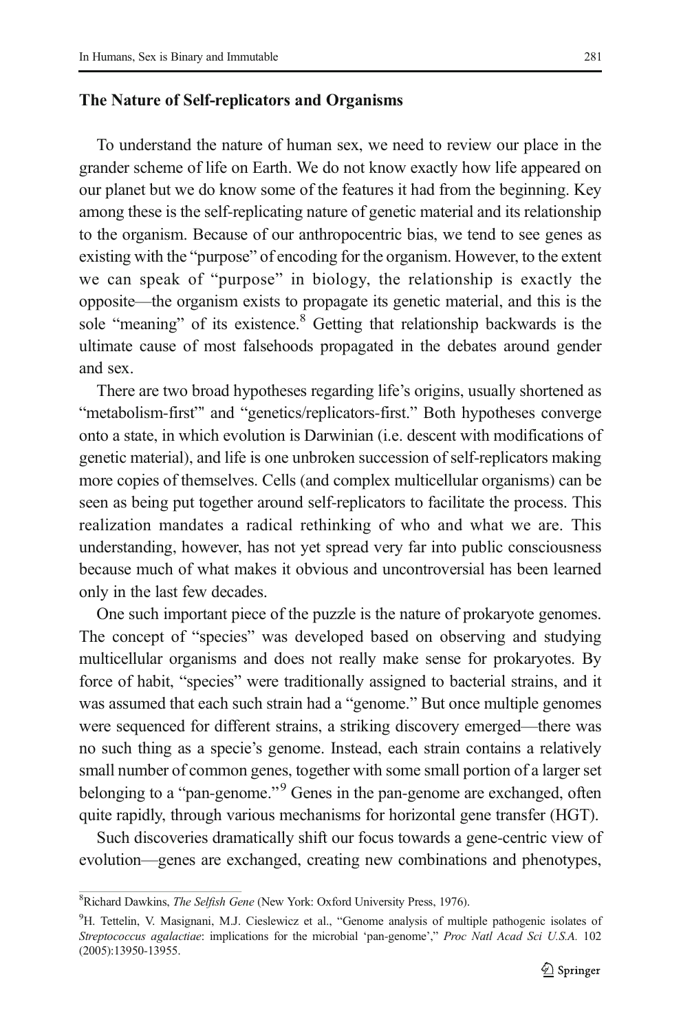### The Nature of Self-replicators and Organisms

To understand the nature of human sex, we need to review our place in the grander scheme of life on Earth. We do not know exactly how life appeared on our planet but we do know some of the features it had from the beginning. Key among these is the self-replicating nature of genetic material and its relationship to the organism. Because of our anthropocentric bias, we tend to see genes as existing with the "purpose" of encoding for the organism. However, to the extent we can speak of "purpose" in biology, the relationship is exactly the opposite—the organism exists to propagate its genetic material, and this is the sole "meaning" of its existence.[8] Getting that relationship backwards is the ultimate cause of most falsehoods propagated in the debates around gender and sex.

There are two broad hypotheses regarding life's origins, usually shortened as "metabolism-first"" and "genetics/replicators-first." Both hypotheses converge onto a state, in which evolution is Darwinian (i.e. descent with modifications of genetic material), and life is one unbroken succession of self-replicators making more copies of themselves. Cells (and complex multicellular organisms) can be seen as being put together around self-replicators to facilitate the process. This realization mandates a radical rethinking of who and what we are. This understanding, however, has not yet spread very far into public consciousness because much of what makes it obvious and uncontroversial has been learned only in the last few decades.

One such important piece of the puzzle is the nature of prokaryote genomes. The concept of "species" was developed based on observing and studying multicellular organisms and does not really make sense for prokaryotes. By force of habit, "species" were traditionally assigned to bacterial strains, and it was assumed that each such strain had a "genome." But once multiple genomes were sequenced for different strains, a striking discovery emerged—there was no such thing as a specie's genome. Instead, each strain contains a relatively small number of common genes, together with some small portion of a larger set belonging to a "pan-genome."[9] Genes in the pan-genome are exchanged, often quite rapidly, through various mechanisms for horizontal gene transfer (HGT).

Such discoveries dramatically shift our focus towards a gene-centric view of evolution—genes are exchanged, creating new combinations and phenotypes,

---

[8] Richard Dawkins, *The Selfish Gene* (New York: Oxford University Press, 1976).

[9] H. Tettelin, V. Masignani, M.J. Cieslewicz et al., "Genome analysis of multiple pathogenic isolates of *Streptococcus agalactiae*: implications for the microbial 'pan-genome'," *Proc Natl Acad Sci U.S.A.* 102 (2005):13950-13955.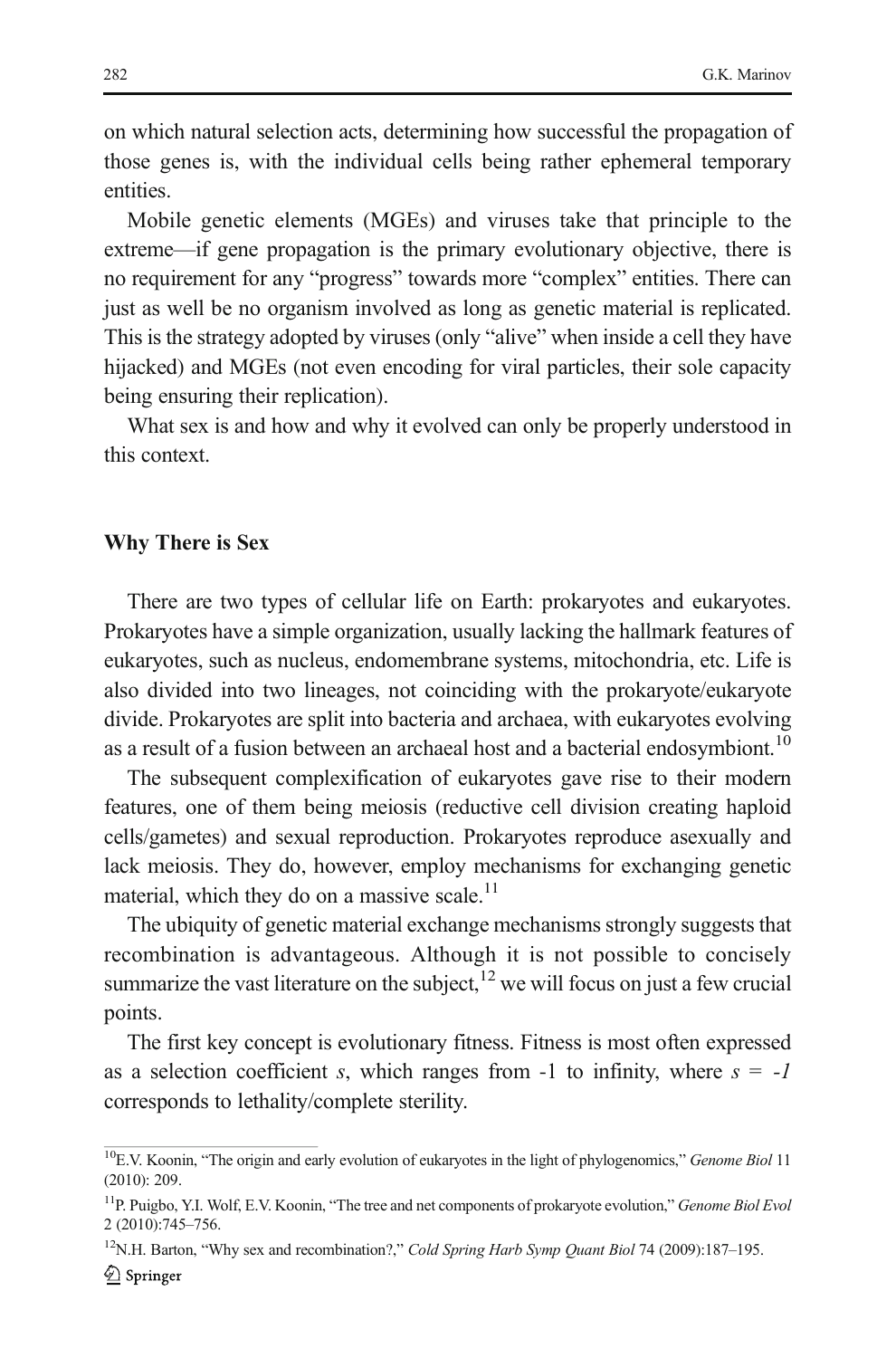on which natural selection acts, determining how successful the propagation of those genes is, with the individual cells being rather ephemeral temporary entities.

Mobile genetic elements (MGEs) and viruses take that principle to the extreme—if gene propagation is the primary evolutionary objective, there is no requirement for any "progress" towards more "complex" entities. There can just as well be no organism involved as long as genetic material is replicated. This is the strategy adopted by viruses (only "alive" when inside a cell they have hijacked) and MGEs (not even encoding for viral particles, their sole capacity being ensuring their replication).

What sex is and how and why it evolved can only be properly understood in this context.

## Why There is Sex

There are two types of cellular life on Earth: prokaryotes and eukaryotes. Prokaryotes have a simple organization, usually lacking the hallmark features of eukaryotes, such as nucleus, endomembrane systems, mitochondria, etc. Life is also divided into two lineages, not coinciding with the prokaryote/eukaryote divide. Prokaryotes are split into bacteria and archaea, with eukaryotes evolving as a result of a fusion between an archaeal host and a bacterial endosymbiont.[10]

The subsequent complexification of eukaryotes gave rise to their modern features, one of them being meiosis (reductive cell division creating haploid cells/gametes) and sexual reproduction. Prokaryotes reproduce asexually and lack meiosis. They do, however, employ mechanisms for exchanging genetic material, which they do on a massive scale.[11]

The ubiquity of genetic material exchange mechanisms strongly suggests that recombination is advantageous. Although it is not possible to concisely summarize the vast literature on the subject,[12] we will focus on just a few crucial points.

The first key concept is evolutionary fitness. Fitness is most often expressed as a selection coefficient $s$, which ranges from -1 to infinity, where $s = -1$ corresponds to lethality/complete sterility.

[10] E.V. Koonin, "The origin and early evolution of eukaryotes in the light of phylogenomics," *Genome Biol* 11 (2010): 209.

[11] P. Puigbo, Y.I. Wolf, E.V. Koonin, "The tree and net components of prokaryote evolution," *Genome Biol Evol* 2 (2010):745–756.

[12] N.H. Barton, "Why sex and recombination?," *Cold Spring Harb Symp Quant Biol* 74 (2009):187–195.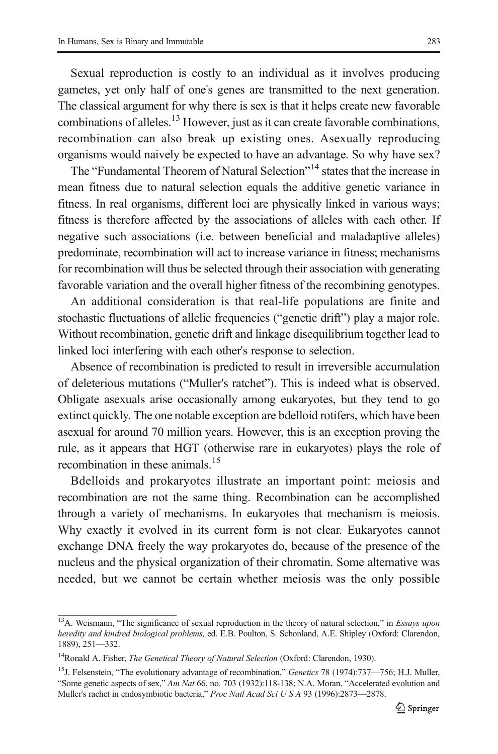Sexual reproduction is costly to an individual as it involves producing gametes, yet only half of one's genes are transmitted to the next generation. The classical argument for why there is sex is that it helps create new favorable combinations of alleles.[13] However, just as it can create favorable combinations, recombination can also break up existing ones. Asexually reproducing organisms would naively be expected to have an advantage. So why have sex?

The "Fundamental Theorem of Natural Selection"[14] states that the increase in mean fitness due to natural selection equals the additive genetic variance in fitness. In real organisms, different loci are physically linked in various ways; fitness is therefore affected by the associations of alleles with each other. If negative such associations (i.e. between beneficial and maladaptive alleles) predominate, recombination will act to increase variance in fitness; mechanisms for recombination will thus be selected through their association with generating favorable variation and the overall higher fitness of the recombining genotypes.

An additional consideration is that real-life populations are finite and stochastic fluctuations of allelic frequencies ("genetic drift") play a major role. Without recombination, genetic drift and linkage disequilibrium together lead to linked loci interfering with each other's response to selection.

Absence of recombination is predicted to result in irreversible accumulation of deleterious mutations ("Muller's ratchet"). This is indeed what is observed. Obligate asexuals arise occasionally among eukaryotes, but they tend to go extinct quickly. The one notable exception are bdelloid rotifers, which have been asexual for around 70 million years. However, this is an exception proving the rule, as it appears that HGT (otherwise rare in eukaryotes) plays the role of recombination in these animals.[15]

Bdelloids and prokaryotes illustrate an important point: meiosis and recombination are not the same thing. Recombination can be accomplished through a variety of mechanisms. In eukaryotes that mechanism is meiosis. Why exactly it evolved in its current form is not clear. Eukaryotes cannot exchange DNA freely the way prokaryotes do, because of the presence of the nucleus and the physical organization of their chromatin. Some alternative was needed, but we cannot be certain whether meiosis was the only possible

---

[13] A. Weismann, "The significance of sexual reproduction in the theory of natural selection," in *Essays upon heredity and kindred biological problems,* ed. E.B. Poulton, S. Schonland, A.E. Shipley (Oxford: Clarendon, 1889), 251—332.

[14] Ronald A. Fisher, *The Genetical Theory of Natural Selection* (Oxford: Clarendon, 1930).

[15] J. Felsenstein, "The evolutionary advantage of recombination," *Genetics* 78 (1974):737—756; H.J. Muller, "Some genetic aspects of sex," *Am Nat* 66, no. 703 (1932):118-138; N.A. Moran, "Accelerated evolution and Muller's rachet in endosymbiotic bacteria," *Proc Natl Acad Sci U S A* 93 (1996):2873—2878.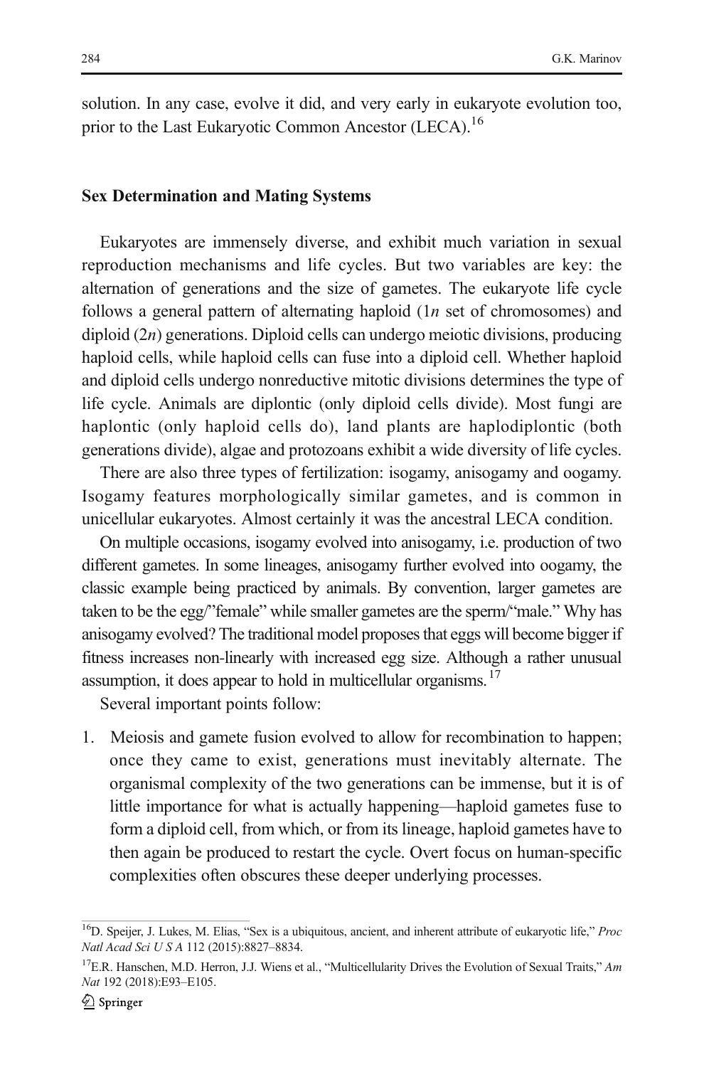solution. In any case, evolve it did, and very early in eukaryote evolution too, prior to the Last Eukaryotic Common Ancestor (LECA).[16]

### Sex Determination and Mating Systems

Eukaryotes are immensely diverse, and exhibit much variation in sexual reproduction mechanisms and life cycles. But two variables are key: the alternation of generations and the size of gametes. The eukaryote life cycle follows a general pattern of alternating haploid ($1n$ set of chromosomes) and diploid ($2n$) generations. Diploid cells can undergo meiotic divisions, producing haploid cells, while haploid cells can fuse into a diploid cell. Whether haploid and diploid cells undergo nonreductive mitotic divisions determines the type of life cycle. Animals are diplontic (only diploid cells divide). Most fungi are haplontic (only haploid cells do), land plants are haplodiplontic (both generations divide), algae and protozoans exhibit a wide diversity of life cycles.

There are also three types of fertilization: isogamy, anisogamy and oogamy. Isogamy features morphologically similar gametes, and is common in unicellular eukaryotes. Almost certainly it was the ancestral LECA condition.

On multiple occasions, isogamy evolved into anisogamy, i.e. production of two different gametes. In some lineages, anisogamy further evolved into oogamy, the classic example being practiced by animals. By convention, larger gametes are taken to be the egg/"female" while smaller gametes are the sperm/"male." Why has anisogamy evolved? The traditional model proposes that eggs will become bigger if fitness increases non-linearly with increased egg size. Although a rather unusual assumption, it does appear to hold in multicellular organisms.[17]

Several important points follow:

1. Meiosis and gamete fusion evolved to allow for recombination to happen; once they came to exist, generations must inevitably alternate. The organismal complexity of the two generations can be immense, but it is of little importance for what is actually happening—haploid gametes fuse to form a diploid cell, from which, or from its lineage, haploid gametes have to then again be produced to restart the cycle. Overt focus on human-specific complexities often obscures these deeper underlying processes.

---

[16] D. Speijer, J. Lukes, M. Elias, "Sex is a ubiquitous, ancient, and inherent attribute of eukaryotic life," *Proc Natl Acad Sci U S A* 112 (2015):8827–8834.

[17] E.R. Hanschen, M.D. Herron, J.J. Wiens et al., "Multicellularity Drives the Evolution of Sexual Traits," *Am Nat* 192 (2018):E93–E105.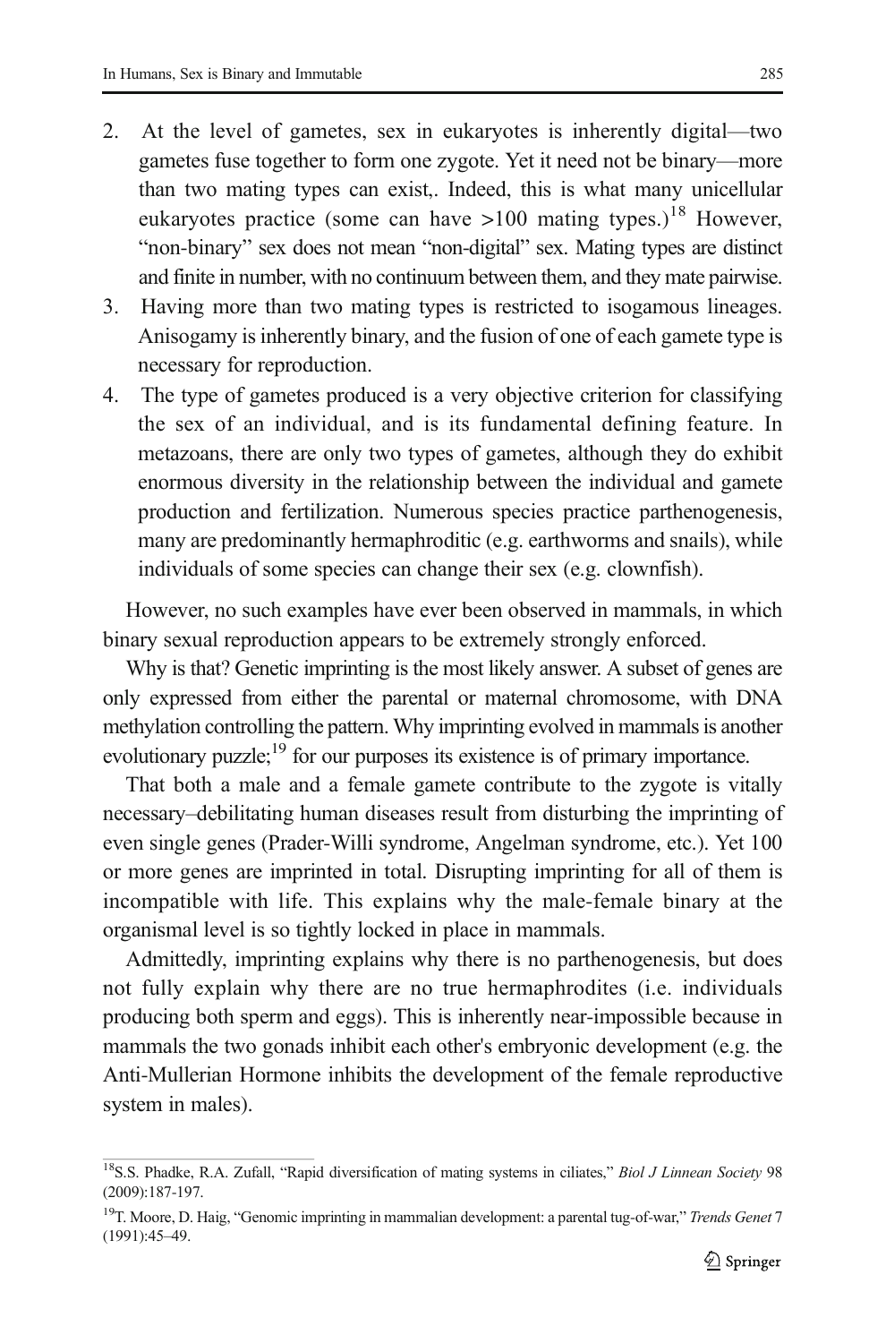2. At the level of gametes, sex in eukaryotes is inherently digital—two gametes fuse together to form one zygote. Yet it need not be binary—more than two mating types can exist,. Indeed, this is what many unicellular eukaryotes practice (some can have >100 mating types.)[18] However, "non-binary" sex does not mean "non-digital" sex. Mating types are distinct and finite in number, with no continuum between them, and they mate pairwise.
3. Having more than two mating types is restricted to isogamous lineages. Anisogamy is inherently binary, and the fusion of one of each gamete type is necessary for reproduction.
4. The type of gametes produced is a very objective criterion for classifying the sex of an individual, and is its fundamental defining feature. In metazoans, there are only two types of gametes, although they do exhibit enormous diversity in the relationship between the individual and gamete production and fertilization. Numerous species practice parthenogenesis, many are predominantly hermaphroditic (e.g. earthworms and snails), while individuals of some species can change their sex (e.g. clownfish).

However, no such examples have ever been observed in mammals, in which binary sexual reproduction appears to be extremely strongly enforced.

Why is that? Genetic imprinting is the most likely answer. A subset of genes are only expressed from either the parental or maternal chromosome, with DNA methylation controlling the pattern. Why imprinting evolved in mammals is another evolutionary puzzle;[19] for our purposes its existence is of primary importance.

That both a male and a female gamete contribute to the zygote is vitally necessary–debilitating human diseases result from disturbing the imprinting of even single genes (Prader-Willi syndrome, Angelman syndrome, etc.). Yet 100 or more genes are imprinted in total. Disrupting imprinting for all of them is incompatible with life. This explains why the male-female binary at the organismal level is so tightly locked in place in mammals.

Admittedly, imprinting explains why there is no parthenogenesis, but does not fully explain why there are no true hermaphrodites (i.e. individuals producing both sperm and eggs). This is inherently near-impossible because in mammals the two gonads inhibit each other's embryonic development (e.g. the Anti-Mullerian Hormone inhibits the development of the female reproductive system in males).

---

[18] S.S. Phadke, R.A. Zufall, "Rapid diversification of mating systems in ciliates," *Biol J Linnean Society* 98 (2009):187-197.

[19] T. Moore, D. Haig, "Genomic imprinting in mammalian development: a parental tug-of-war," *Trends Genet* 7 (1991):45–49.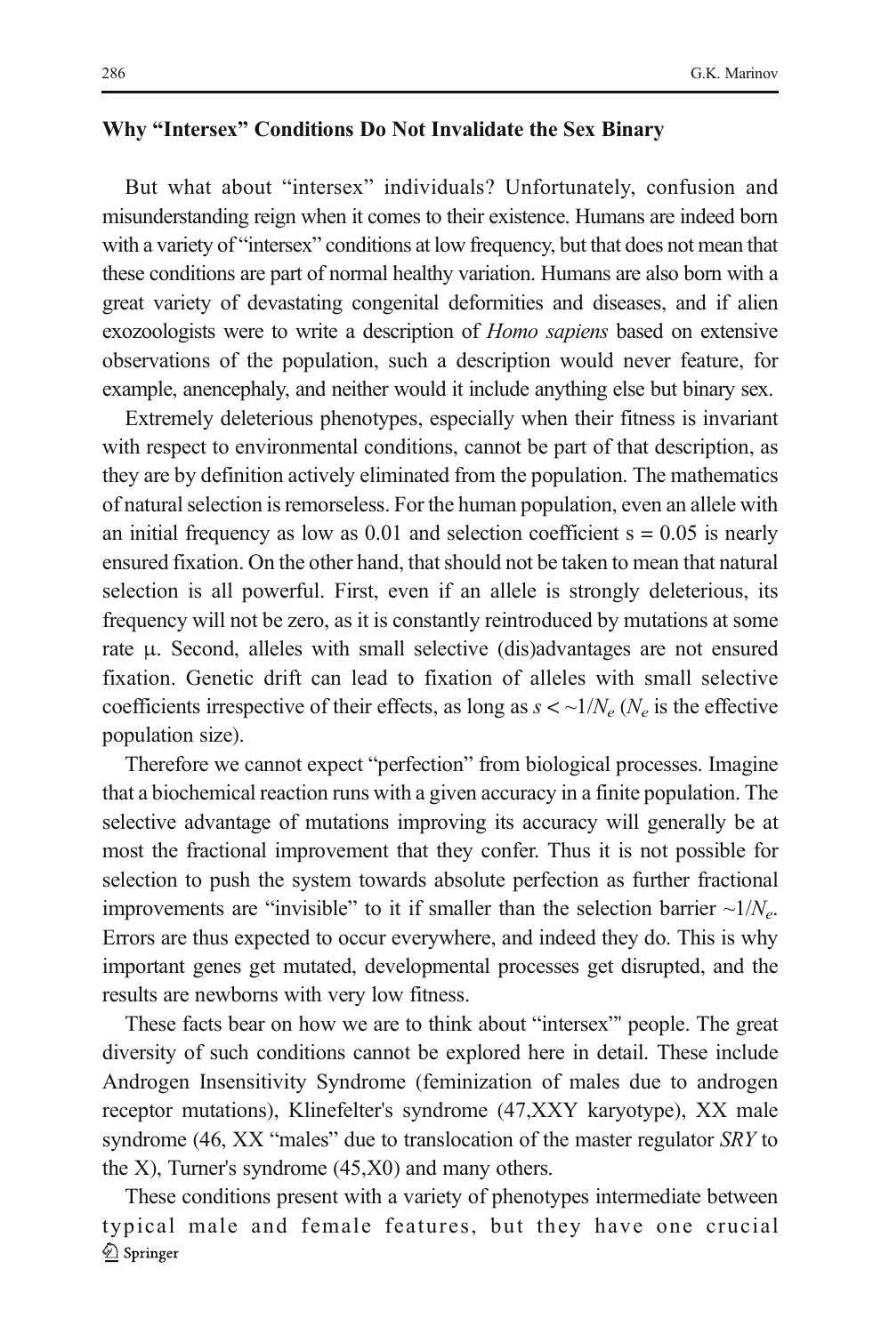### Why "Intersex" Conditions Do Not Invalidate the Sex Binary

But what about "intersex" individuals? Unfortunately, confusion and misunderstanding reign when it comes to their existence. Humans are indeed born with a variety of "intersex" conditions at low frequency, but that does not mean that these conditions are part of normal healthy variation. Humans are also born with a great variety of devastating congenital deformities and diseases, and if alien exozoologists were to write a description of *Homo sapiens* based on extensive observations of the population, such a description would never feature, for example, anencephaly, and neither would it include anything else but binary sex.

Extremely deleterious phenotypes, especially when their fitness is invariant with respect to environmental conditions, cannot be part of that description, as they are by definition actively eliminated from the population. The mathematics of natural selection is remorseless. For the human population, even an allele with an initial frequency as low as 0.01 and selection coefficient s = 0.05 is nearly ensured fixation. On the other hand, that should not be taken to mean that natural selection is all powerful. First, even if an allele is strongly deleterious, its frequency will not be zero, as it is constantly reintroduced by mutations at some rate $\mu$. Second, alleles with small selective (dis)advantages are not ensured fixation. Genetic drift can lead to fixation of alleles with small selective coefficients irrespective of their effects, as long as $s < \sim 1/N_e$ ($N_e$ is the effective population size).

Therefore we cannot expect "perfection" from biological processes. Imagine that a biochemical reaction runs with a given accuracy in a finite population. The selective advantage of mutations improving its accuracy will generally be at most the fractional improvement that they confer. Thus it is not possible for selection to push the system towards absolute perfection as further fractional improvements are "invisible" to it if smaller than the selection barrier $\sim 1/N_e$. Errors are thus expected to occur everywhere, and indeed they do. This is why important genes get mutated, developmental processes get disrupted, and the results are newborns with very low fitness.

These facts bear on how we are to think about "intersex"' people. The great diversity of such conditions cannot be explored here in detail. These include Androgen Insensitivity Syndrome (feminization of males due to androgen receptor mutations), Klinefelter's syndrome (47,XXY karyotype), XX male syndrome (46, XX "males" due to translocation of the master regulator *SRY* to the X), Turner's syndrome (45,X0) and many others.

These conditions present with a variety of phenotypes intermediate between typical male and female features, but they have one crucial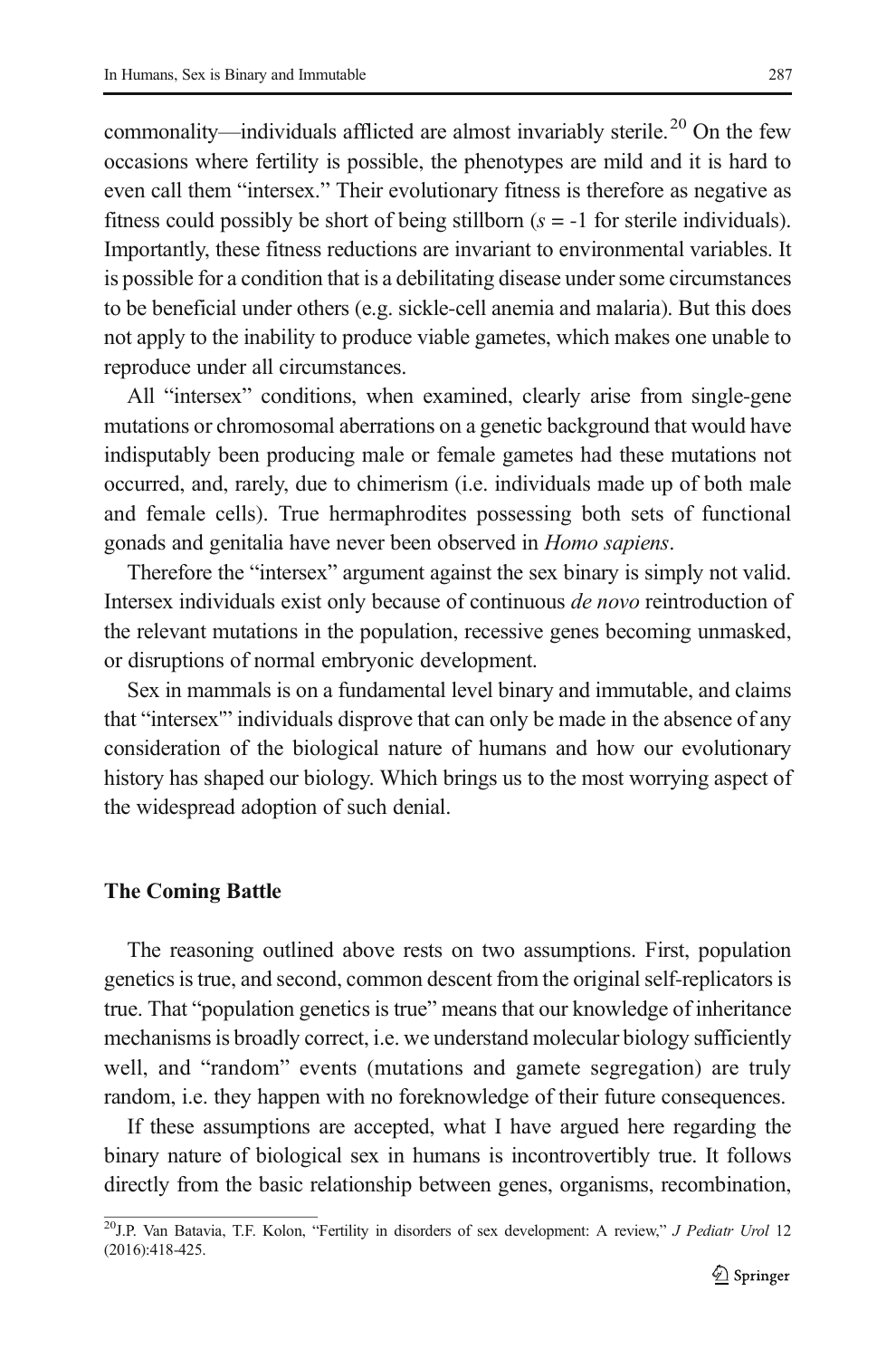commonality—individuals afflicted are almost invariably sterile.[20] On the few occasions where fertility is possible, the phenotypes are mild and it is hard to even call them "intersex." Their evolutionary fitness is therefore as negative as fitness could possibly be short of being stillborn ($s = -1$ for sterile individuals). Importantly, these fitness reductions are invariant to environmental variables. It is possible for a condition that is a debilitating disease under some circumstances to be beneficial under others (e.g. sickle-cell anemia and malaria). But this does not apply to the inability to produce viable gametes, which makes one unable to reproduce under all circumstances.

All "intersex" conditions, when examined, clearly arise from single-gene mutations or chromosomal aberrations on a genetic background that would have indisputably been producing male or female gametes had these mutations not occurred, and, rarely, due to chimerism (i.e. individuals made up of both male and female cells). True hermaphrodites possessing both sets of functional gonads and genitalia have never been observed in *Homo sapiens*.

Therefore the "intersex" argument against the sex binary is simply not valid. Intersex individuals exist only because of continuous *de novo* reintroduction of the relevant mutations in the population, recessive genes becoming unmasked, or disruptions of normal embryonic development.

Sex in mammals is on a fundamental level binary and immutable, and claims that "intersex"' individuals disprove that can only be made in the absence of any consideration of the biological nature of humans and how our evolutionary history has shaped our biology. Which brings us to the most worrying aspect of the widespread adoption of such denial.

## The Coming Battle

The reasoning outlined above rests on two assumptions. First, population genetics is true, and second, common descent from the original self-replicators is true. That "population genetics is true" means that our knowledge of inheritance mechanisms is broadly correct, i.e. we understand molecular biology sufficiently well, and "random" events (mutations and gamete segregation) are truly random, i.e. they happen with no foreknowledge of their future consequences.

If these assumptions are accepted, what I have argued here regarding the binary nature of biological sex in humans is incontrovertibly true. It follows directly from the basic relationship between genes, organisms, recombination,

[20] J.P. Van Batavia, T.F. Kolon, "Fertility in disorders of sex development: A review," *J Pediatr Urol* 12 (2016):418-425.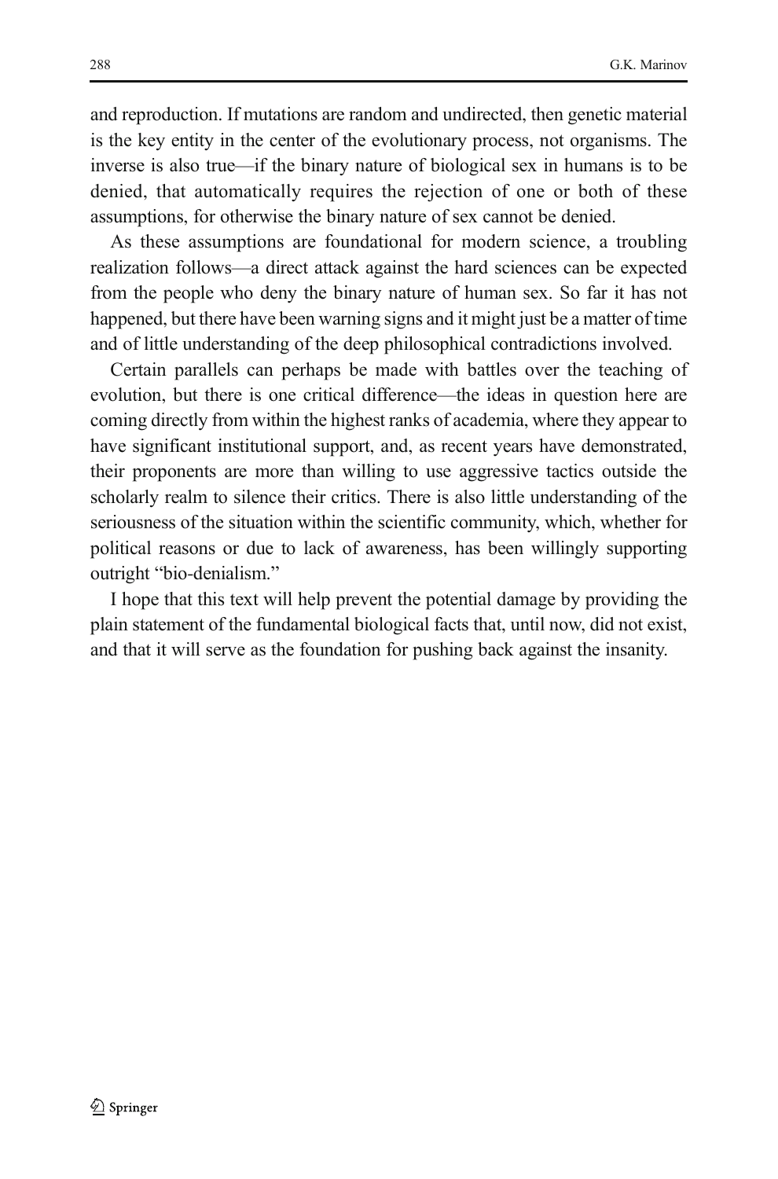and reproduction. If mutations are random and undirected, then genetic material is the key entity in the center of the evolutionary process, not organisms. The inverse is also true—if the binary nature of biological sex in humans is to be denied, that automatically requires the rejection of one or both of these assumptions, for otherwise the binary nature of sex cannot be denied.

As these assumptions are foundational for modern science, a troubling realization follows—a direct attack against the hard sciences can be expected from the people who deny the binary nature of human sex. So far it has not happened, but there have been warning signs and it might just be a matter of time and of little understanding of the deep philosophical contradictions involved.

Certain parallels can perhaps be made with battles over the teaching of evolution, but there is one critical difference—the ideas in question here are coming directly from within the highest ranks of academia, where they appear to have significant institutional support, and, as recent years have demonstrated, their proponents are more than willing to use aggressive tactics outside the scholarly realm to silence their critics. There is also little understanding of the seriousness of the situation within the scientific community, which, whether for political reasons or due to lack of awareness, has been willingly supporting outright "bio-denialism."

I hope that this text will help prevent the potential damage by providing the plain statement of the fundamental biological facts that, until now, did not exist, and that it will serve as the foundation for pushing back against the insanity.